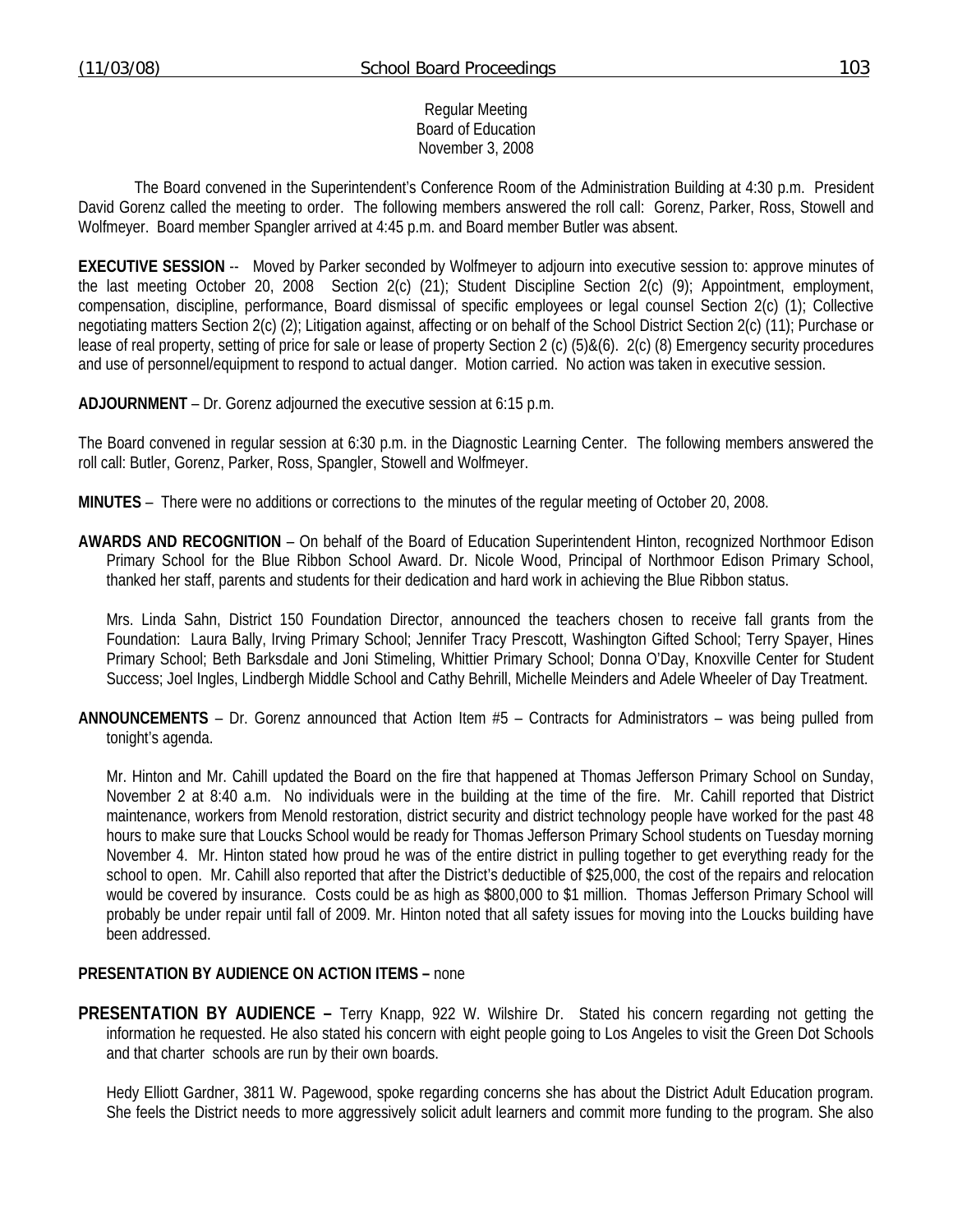Regular Meeting
Board of Education
November 3, 2008

The Board convened in the Superintendent's Conference Room of the Administration Building at 4:30 p.m. President David Gorenz called the meeting to order. The following members answered the roll call: Gorenz, Parker, Ross, Stowell and Wolfmeyer. Board member Spangler arrived at 4:45 p.m. and Board member Butler was absent.

**EXECUTIVE SESSION** -- Moved by Parker seconded by Wolfmeyer to adjourn into executive session to: approve minutes of the last meeting October 20, 2008 Section 2(c) (21); Student Discipline Section 2(c) (9); Appointment, employment, compensation, discipline, performance, Board dismissal of specific employees or legal counsel Section 2(c) (1); Collective negotiating matters Section 2(c) (2); Litigation against, affecting or on behalf of the School District Section 2(c) (11); Purchase or lease of real property, setting of price for sale or lease of property Section 2 (c) (5)&(6). 2(c) (8) Emergency security procedures and use of personnel/equipment to respond to actual danger. Motion carried. No action was taken in executive session.

**ADJOURNMENT** – Dr. Gorenz adjourned the executive session at 6:15 p.m.

The Board convened in regular session at 6:30 p.m. in the Diagnostic Learning Center. The following members answered the roll call: Butler, Gorenz, Parker, Ross, Spangler, Stowell and Wolfmeyer.

**MINUTES** – There were no additions or corrections to the minutes of the regular meeting of October 20, 2008.

**AWARDS AND RECOGNITION** – On behalf of the Board of Education Superintendent Hinton, recognized Northmoor Edison Primary School for the Blue Ribbon School Award. Dr. Nicole Wood, Principal of Northmoor Edison Primary School, thanked her staff, parents and students for their dedication and hard work in achieving the Blue Ribbon status.

Mrs. Linda Sahn, District 150 Foundation Director, announced the teachers chosen to receive fall grants from the Foundation: Laura Bally, Irving Primary School; Jennifer Tracy Prescott, Washington Gifted School; Terry Spayer, Hines Primary School; Beth Barksdale and Joni Stimeling, Whittier Primary School; Donna O'Day, Knoxville Center for Student Success; Joel Ingles, Lindbergh Middle School and Cathy Behrill, Michelle Meinders and Adele Wheeler of Day Treatment.

**ANNOUNCEMENTS** – Dr. Gorenz announced that Action Item #5 – Contracts for Administrators – was being pulled from tonight's agenda.

Mr. Hinton and Mr. Cahill updated the Board on the fire that happened at Thomas Jefferson Primary School on Sunday, November 2 at 8:40 a.m. No individuals were in the building at the time of the fire. Mr. Cahill reported that District maintenance, workers from Menold restoration, district security and district technology people have worked for the past 48 hours to make sure that Loucks School would be ready for Thomas Jefferson Primary School students on Tuesday morning November 4. Mr. Hinton stated how proud he was of the entire district in pulling together to get everything ready for the school to open. Mr. Cahill also reported that after the District's deductible of $25,000, the cost of the repairs and relocation would be covered by insurance. Costs could be as high as $800,000 to $1 million. Thomas Jefferson Primary School will probably be under repair until fall of 2009. Mr. Hinton noted that all safety issues for moving into the Loucks building have been addressed.

**PRESENTATION BY AUDIENCE ON ACTION ITEMS –** none

**PRESENTATION BY AUDIENCE –** Terry Knapp, 922 W. Wilshire Dr. Stated his concern regarding not getting the information he requested. He also stated his concern with eight people going to Los Angeles to visit the Green Dot Schools and that charter schools are run by their own boards.

Hedy Elliott Gardner, 3811 W. Pagewood, spoke regarding concerns she has about the District Adult Education program. She feels the District needs to more aggressively solicit adult learners and commit more funding to the program. She also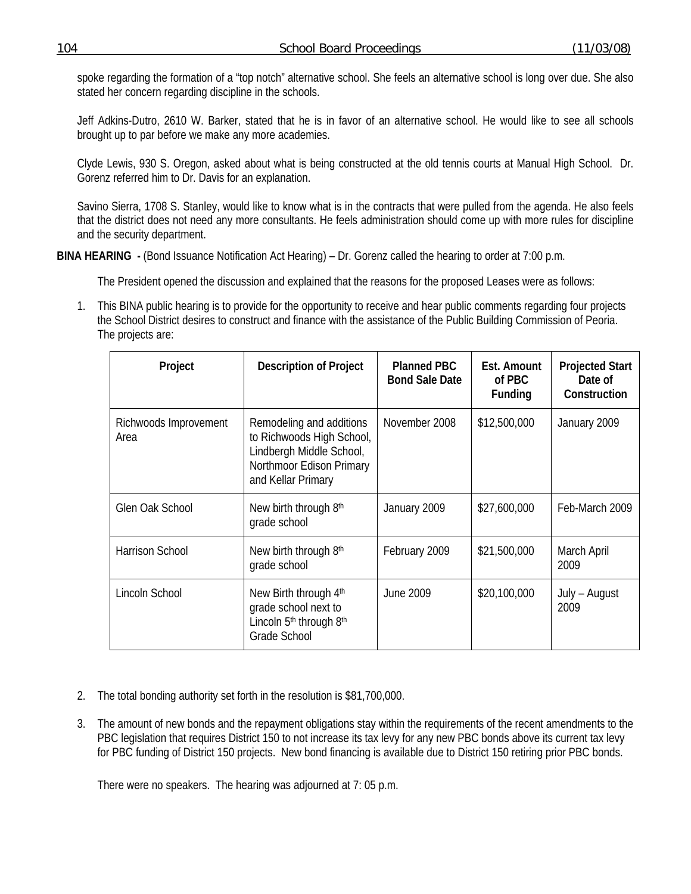spoke regarding the formation of a "top notch" alternative school. She feels an alternative school is long over due. She also stated her concern regarding discipline in the schools.

Jeff Adkins-Dutro, 2610 W. Barker, stated that he is in favor of an alternative school. He would like to see all schools brought up to par before we make any more academies.

Clyde Lewis, 930 S. Oregon, asked about what is being constructed at the old tennis courts at Manual High School. Dr. Gorenz referred him to Dr. Davis for an explanation.

Savino Sierra, 1708 S. Stanley, would like to know what is in the contracts that were pulled from the agenda. He also feels that the district does not need any more consultants. He feels administration should come up with more rules for discipline and the security department.

**BINA HEARING -** (Bond Issuance Notification Act Hearing) – Dr. Gorenz called the hearing to order at 7:00 p.m.

The President opened the discussion and explained that the reasons for the proposed Leases were as follows:

1. This BINA public hearing is to provide for the opportunity to receive and hear public comments regarding four projects the School District desires to construct and finance with the assistance of the Public Building Commission of Peoria. The projects are:

| Project | Description of Project | Planned PBC Bond Sale Date | Est. Amount of PBC Funding | Projected Start Date of Construction |
|---|---|---|---|---|
| Richwoods Improvement Area | Remodeling and additions to Richwoods High School, Lindbergh Middle School, Northmoor Edison Primary and Kellar Primary | November 2008 | $12,500,000 | January 2009 |
| Glen Oak School | New birth through 8th grade school | January 2009 | $27,600,000 | Feb-March 2009 |
| Harrison School | New birth through 8th grade school | February 2009 | $21,500,000 | March April 2009 |
| Lincoln School | New Birth through 4th grade school next to Lincoln 5th through 8th Grade School | June 2009 | $20,100,000 | July – August 2009 |

2. The total bonding authority set forth in the resolution is $81,700,000.

3. The amount of new bonds and the repayment obligations stay within the requirements of the recent amendments to the PBC legislation that requires District 150 to not increase its tax levy for any new PBC bonds above its current tax levy for PBC funding of District 150 projects. New bond financing is available due to District 150 retiring prior PBC bonds.

   There were no speakers. The hearing was adjourned at 7: 05 p.m.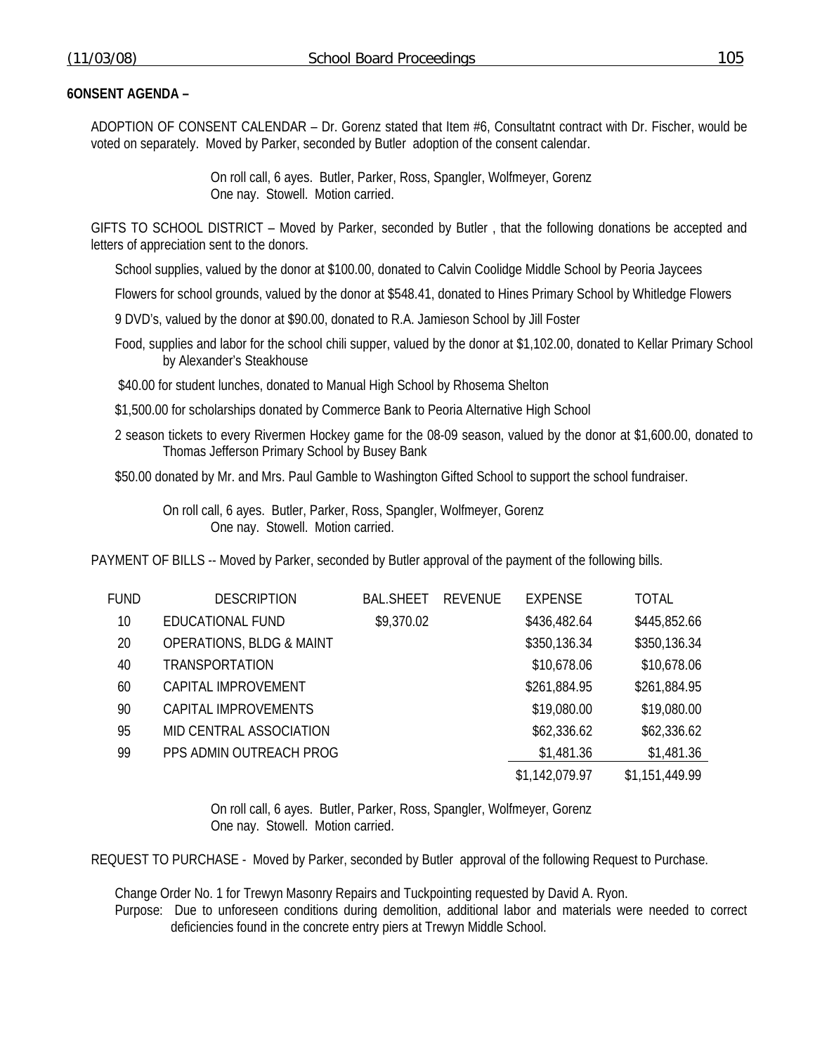**6ONSENT AGENDA –**

ADOPTION OF CONSENT CALENDAR – Dr. Gorenz stated that Item #6, Consultatnt contract with Dr. Fischer, would be voted on separately. Moved by Parker, seconded by Butler adoption of the consent calendar.

On roll call, 6 ayes. Butler, Parker, Ross, Spangler, Wolfmeyer, Gorenz
One nay. Stowell. Motion carried.

GIFTS TO SCHOOL DISTRICT – Moved by Parker, seconded by Butler , that the following donations be accepted and letters of appreciation sent to the donors.

School supplies, valued by the donor at $100.00, donated to Calvin Coolidge Middle School by Peoria Jaycees

Flowers for school grounds, valued by the donor at $548.41, donated to Hines Primary School by Whitledge Flowers

9 DVD's, valued by the donor at $90.00, donated to R.A. Jamieson School by Jill Foster

Food, supplies and labor for the school chili supper, valued by the donor at $1,102.00, donated to Kellar Primary School by Alexander's Steakhouse

$40.00 for student lunches, donated to Manual High School by Rhosema Shelton

$1,500.00 for scholarships donated by Commerce Bank to Peoria Alternative High School

2 season tickets to every Rivermen Hockey game for the 08-09 season, valued by the donor at $1,600.00, donated to Thomas Jefferson Primary School by Busey Bank

$50.00 donated by Mr. and Mrs. Paul Gamble to Washington Gifted School to support the school fundraiser.

On roll call, 6 ayes. Butler, Parker, Ross, Spangler, Wolfmeyer, Gorenz
One nay. Stowell. Motion carried.

PAYMENT OF BILLS -- Moved by Parker, seconded by Butler approval of the payment of the following bills.

| FUND | DESCRIPTION | BAL.SHEET | REVENUE | EXPENSE | TOTAL |
|---|---|---|---|---|---|
| 10 | EDUCATIONAL FUND | $9,370.02 | | $436,482.64 | $445,852.66 |
| 20 | OPERATIONS, BLDG & MAINT | | | $350,136.34 | $350,136.34 |
| 40 | TRANSPORTATION | | | $10,678.06 | $10,678.06 |
| 60 | CAPITAL IMPROVEMENT | | | $261,884.95 | $261,884.95 |
| 90 | CAPITAL IMPROVEMENTS | | | $19,080.00 | $19,080.00 |
| 95 | MID CENTRAL ASSOCIATION | | | $62,336.62 | $62,336.62 |
| 99 | PPS ADMIN OUTREACH PROG | | | $1,481.36 | $1,481.36 |
| | | | | $1,142,079.97 | $1,151,449.99 |

On roll call, 6 ayes. Butler, Parker, Ross, Spangler, Wolfmeyer, Gorenz
One nay. Stowell. Motion carried.

REQUEST TO PURCHASE - Moved by Parker, seconded by Butler approval of the following Request to Purchase.

Change Order No. 1 for Trewyn Masonry Repairs and Tuckpointing requested by David A. Ryon.
Purpose: Due to unforeseen conditions during demolition, additional labor and materials were needed to correct deficiencies found in the concrete entry piers at Trewyn Middle School.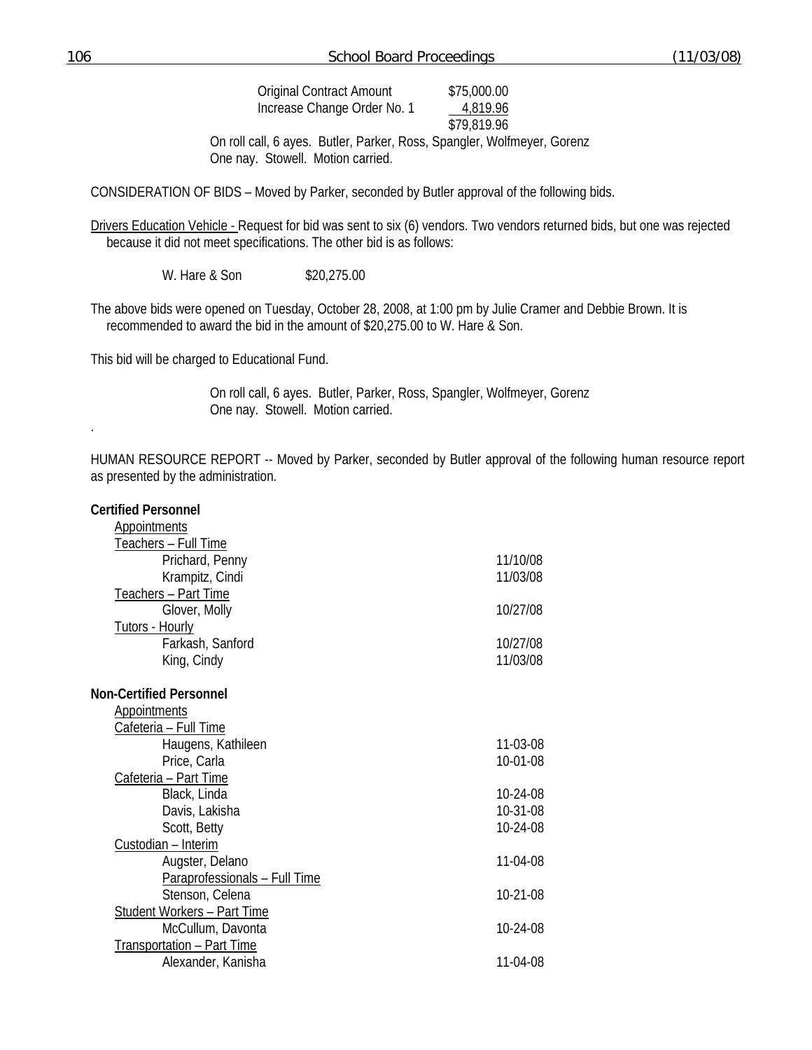| | |
|---|---|
| Original Contract Amount | $75,000.00 |
| Increase Change Order No. 1 | 4,819.96 |
| | $79,819.96 |

On roll call, 6 ayes. Butler, Parker, Ross, Spangler, Wolfmeyer, Gorenz
One nay. Stowell. Motion carried.

CONSIDERATION OF BIDS – Moved by Parker, seconded by Butler approval of the following bids.

Drivers Education Vehicle - Request for bid was sent to six (6) vendors. Two vendors returned bids, but one was rejected because it did not meet specifications. The other bid is as follows:

| | |
|---|---|
| W. Hare & Son | $20,275.00 |

The above bids were opened on Tuesday, October 28, 2008, at 1:00 pm by Julie Cramer and Debbie Brown. It is recommended to award the bid in the amount of $20,275.00 to W. Hare & Son.

This bid will be charged to Educational Fund.

On roll call, 6 ayes. Butler, Parker, Ross, Spangler, Wolfmeyer, Gorenz
One nay. Stowell. Motion carried.

.

HUMAN RESOURCE REPORT -- Moved by Parker, seconded by Butler approval of the following human resource report as presented by the administration.

**Certified Personnel**

Appointments

| | |
|---|---|
| Teachers – Full Time | |
| Prichard, Penny | 11/10/08 |
| Krampitz, Cindi | 11/03/08 |
| Teachers – Part Time | |
| Glover, Molly | 10/27/08 |
| Tutors - Hourly | |
| Farkash, Sanford | 10/27/08 |
| King, Cindy | 11/03/08 |

**Non-Certified Personnel**

Appointments

| | |
|---|---|
| Cafeteria – Full Time | |
| Haugens, Kathileen | 11-03-08 |
| Price, Carla | 10-01-08 |
| Cafeteria – Part Time | |
| Black, Linda | 10-24-08 |
| Davis, Lakisha | 10-31-08 |
| Scott, Betty | 10-24-08 |
| Custodian – Interim | |
| Augster, Delano | 11-04-08 |
| Paraprofessionals – Full Time | |
| Stenson, Celena | 10-21-08 |
| Student Workers – Part Time | |
| McCullum, Davonta | 10-24-08 |
| Transportation – Part Time | |
| Alexander, Kanisha | 11-04-08 |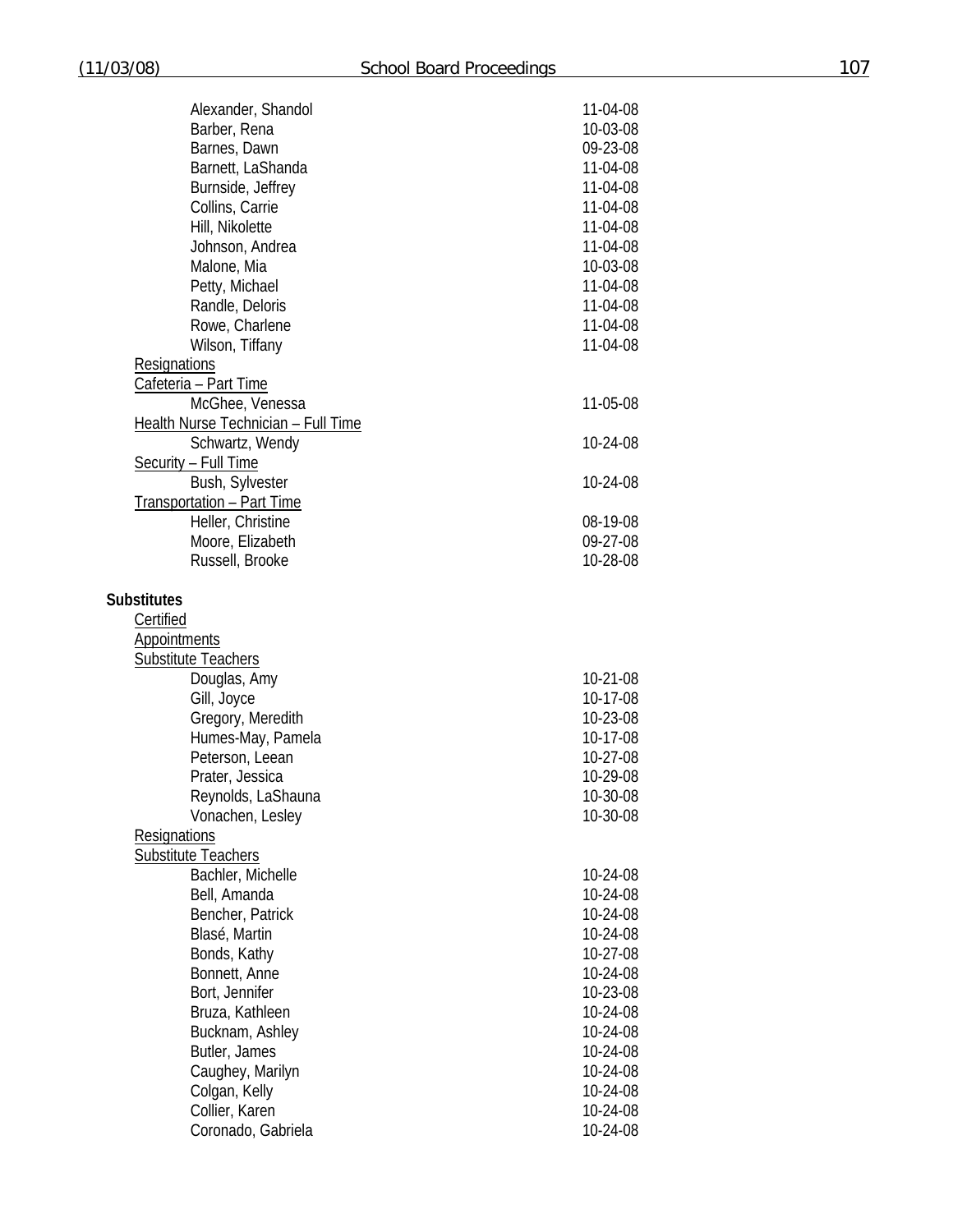| | |
|---|---|
| Alexander, Shandol | 11-04-08 |
| Barber, Rena | 10-03-08 |
| Barnes, Dawn | 09-23-08 |
| Barnett, LaShanda | 11-04-08 |
| Burnside, Jeffrey | 11-04-08 |
| Collins, Carrie | 11-04-08 |
| Hill, Nikolette | 11-04-08 |
| Johnson, Andrea | 11-04-08 |
| Malone, Mia | 10-03-08 |
| Petty, Michael | 11-04-08 |
| Randle, Deloris | 11-04-08 |
| Rowe, Charlene | 11-04-08 |
| Wilson, Tiffany | 11-04-08 |

Resignations

Cafeteria – Part Time

| | |
|---|---|
| McGhee, Venessa | 11-05-08 |

Health Nurse Technician – Full Time

| | |
|---|---|
| Schwartz, Wendy | 10-24-08 |

Security – Full Time

| | |
|---|---|
| Bush, Sylvester | 10-24-08 |

Transportation – Part Time

| | |
|---|---|
| Heller, Christine | 08-19-08 |
| Moore, Elizabeth | 09-27-08 |
| Russell, Brooke | 10-28-08 |

**Substitutes**

Certified

Appointments

Substitute Teachers

| | |
|---|---|
| Douglas, Amy | 10-21-08 |
| Gill, Joyce | 10-17-08 |
| Gregory, Meredith | 10-23-08 |
| Humes-May, Pamela | 10-17-08 |
| Peterson, Leean | 10-27-08 |
| Prater, Jessica | 10-29-08 |
| Reynolds, LaShauna | 10-30-08 |
| Vonachen, Lesley | 10-30-08 |

Resignations

Substitute Teachers

| | |
|---|---|
| Bachler, Michelle | 10-24-08 |
| Bell, Amanda | 10-24-08 |
| Bencher, Patrick | 10-24-08 |
| Blasé, Martin | 10-24-08 |
| Bonds, Kathy | 10-27-08 |
| Bonnett, Anne | 10-24-08 |
| Bort, Jennifer | 10-23-08 |
| Bruza, Kathleen | 10-24-08 |
| Bucknam, Ashley | 10-24-08 |
| Butler, James | 10-24-08 |
| Caughey, Marilyn | 10-24-08 |
| Colgan, Kelly | 10-24-08 |
| Collier, Karen | 10-24-08 |
| Coronado, Gabriela | 10-24-08 |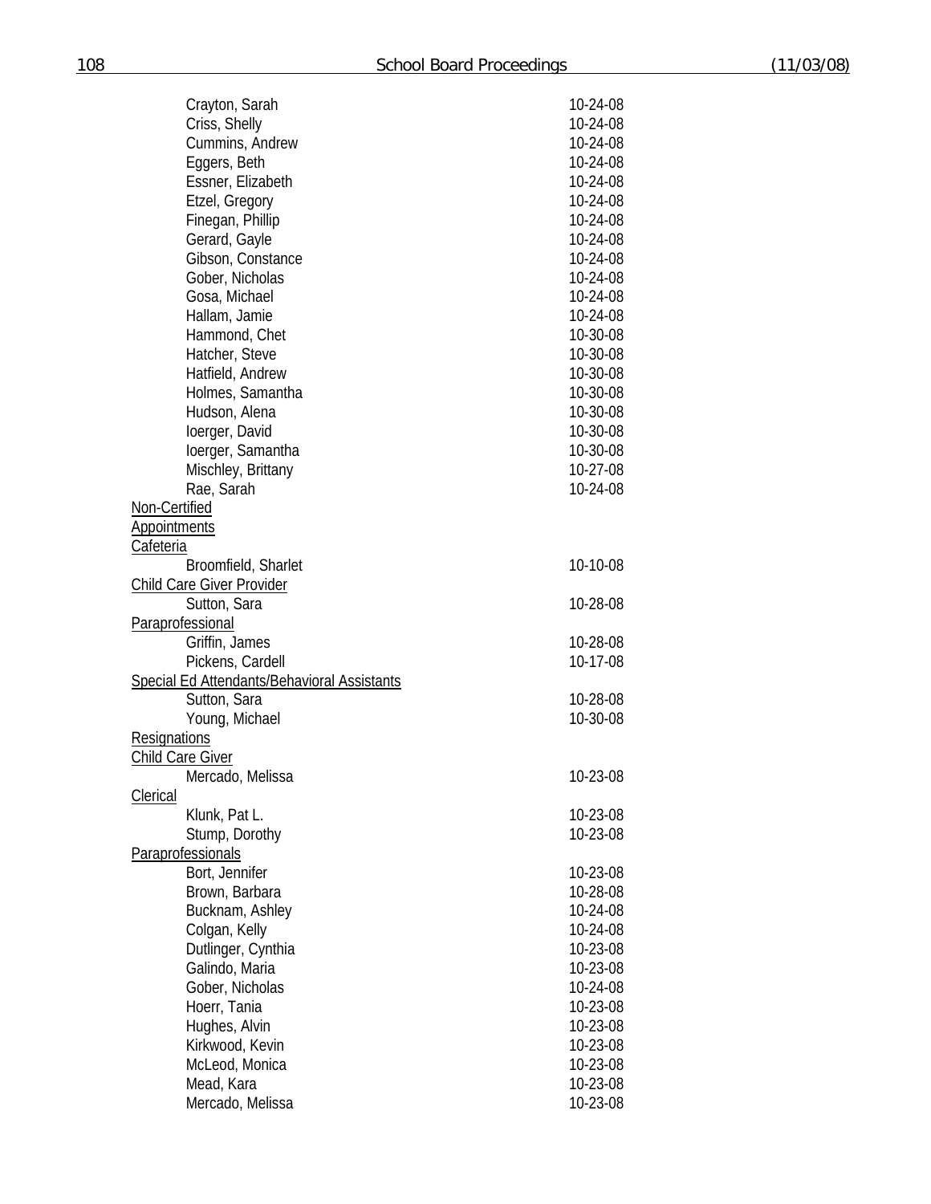| | |
|---|---|
| Crayton, Sarah | 10-24-08 |
| Criss, Shelly | 10-24-08 |
| Cummins, Andrew | 10-24-08 |
| Eggers, Beth | 10-24-08 |
| Essner, Elizabeth | 10-24-08 |
| Etzel, Gregory | 10-24-08 |
| Finegan, Phillip | 10-24-08 |
| Gerard, Gayle | 10-24-08 |
| Gibson, Constance | 10-24-08 |
| Gober, Nicholas | 10-24-08 |
| Gosa, Michael | 10-24-08 |
| Hallam, Jamie | 10-24-08 |
| Hammond, Chet | 10-30-08 |
| Hatcher, Steve | 10-30-08 |
| Hatfield, Andrew | 10-30-08 |
| Holmes, Samantha | 10-30-08 |
| Hudson, Alena | 10-30-08 |
| Ioerger, David | 10-30-08 |
| Ioerger, Samantha | 10-30-08 |
| Mischley, Brittany | 10-27-08 |
| Rae, Sarah | 10-24-08 |

Non-Certified

Appointments

Cafeteria

| | |
|---|---|
| Broomfield, Sharlet | 10-10-08 |

Child Care Giver Provider

| | |
|---|---|
| Sutton, Sara | 10-28-08 |

Paraprofessional

| | |
|---|---|
| Griffin, James | 10-28-08 |
| Pickens, Cardell | 10-17-08 |

Special Ed Attendants/Behavioral Assistants

| | |
|---|---|
| Sutton, Sara | 10-28-08 |
| Young, Michael | 10-30-08 |

Resignations

Child Care Giver

| | |
|---|---|
| Mercado, Melissa | 10-23-08 |

Clerical

| | |
|---|---|
| Klunk, Pat L. | 10-23-08 |
| Stump, Dorothy | 10-23-08 |

Paraprofessionals

| | |
|---|---|
| Bort, Jennifer | 10-23-08 |
| Brown, Barbara | 10-28-08 |
| Bucknam, Ashley | 10-24-08 |
| Colgan, Kelly | 10-24-08 |
| Dutlinger, Cynthia | 10-23-08 |
| Galindo, Maria | 10-23-08 |
| Gober, Nicholas | 10-24-08 |
| Hoerr, Tania | 10-23-08 |
| Hughes, Alvin | 10-23-08 |
| Kirkwood, Kevin | 10-23-08 |
| McLeod, Monica | 10-23-08 |
| Mead, Kara | 10-23-08 |
| Mercado, Melissa | 10-23-08 |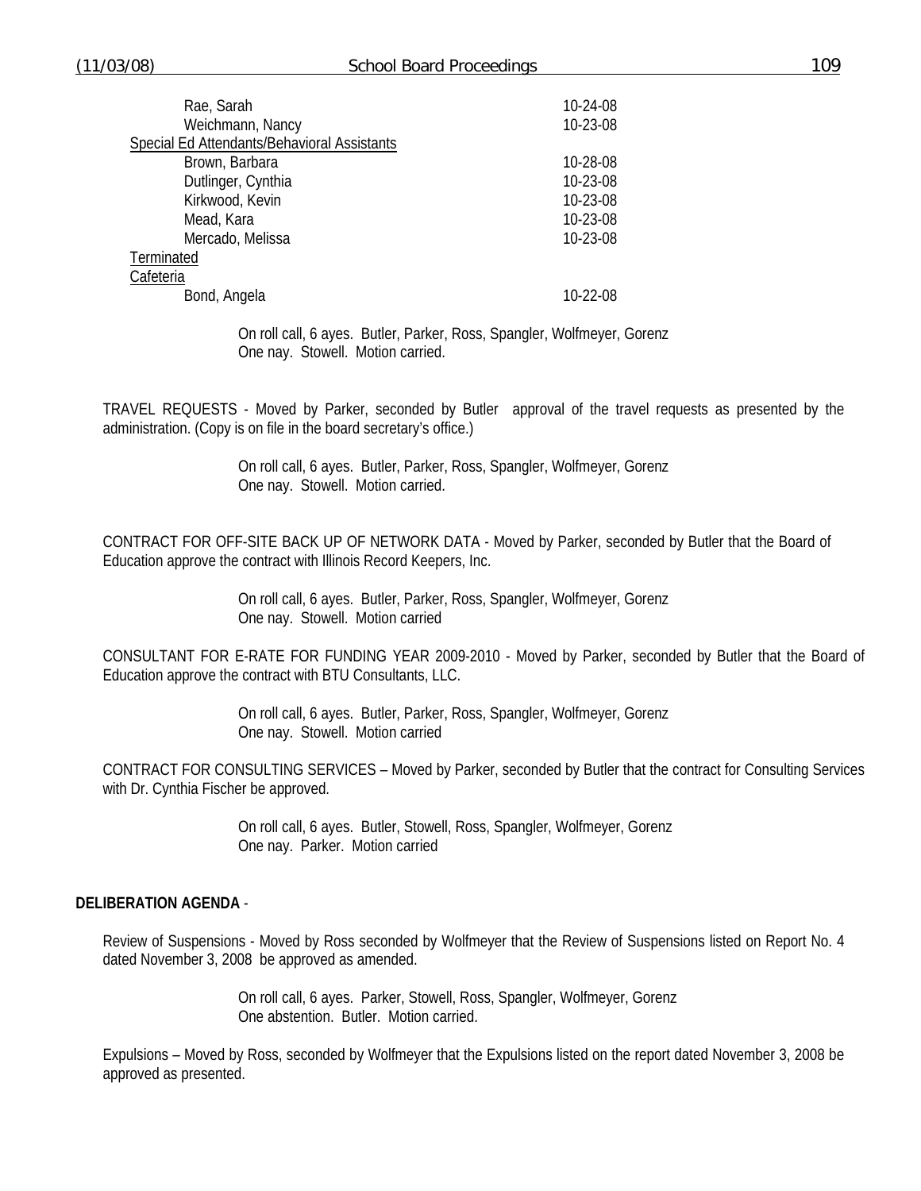| | |
|---|---|
| Rae, Sarah | 10-24-08 |
| Weichmann, Nancy | 10-23-08 |
| Special Ed Attendants/Behavioral Assistants | |
| Brown, Barbara | 10-28-08 |
| Dutlinger, Cynthia | 10-23-08 |
| Kirkwood, Kevin | 10-23-08 |
| Mead, Kara | 10-23-08 |
| Mercado, Melissa | 10-23-08 |
| Terminated | |
| Cafeteria | |
| Bond, Angela | 10-22-08 |

On roll call, 6 ayes. Butler, Parker, Ross, Spangler, Wolfmeyer, Gorenz
One nay. Stowell. Motion carried.

TRAVEL REQUESTS - Moved by Parker, seconded by Butler approval of the travel requests as presented by the administration. (Copy is on file in the board secretary's office.)

On roll call, 6 ayes. Butler, Parker, Ross, Spangler, Wolfmeyer, Gorenz
One nay. Stowell. Motion carried.

CONTRACT FOR OFF-SITE BACK UP OF NETWORK DATA - Moved by Parker, seconded by Butler that the Board of Education approve the contract with Illinois Record Keepers, Inc.

On roll call, 6 ayes. Butler, Parker, Ross, Spangler, Wolfmeyer, Gorenz
One nay. Stowell. Motion carried

CONSULTANT FOR E-RATE FOR FUNDING YEAR 2009-2010 - Moved by Parker, seconded by Butler that the Board of Education approve the contract with BTU Consultants, LLC.

On roll call, 6 ayes. Butler, Parker, Ross, Spangler, Wolfmeyer, Gorenz
One nay. Stowell. Motion carried

CONTRACT FOR CONSULTING SERVICES – Moved by Parker, seconded by Butler that the contract for Consulting Services with Dr. Cynthia Fischer be approved.

On roll call, 6 ayes. Butler, Stowell, Ross, Spangler, Wolfmeyer, Gorenz
One nay. Parker. Motion carried

**DELIBERATION AGENDA** -

Review of Suspensions - Moved by Ross seconded by Wolfmeyer that the Review of Suspensions listed on Report No. 4 dated November 3, 2008 be approved as amended.

On roll call, 6 ayes. Parker, Stowell, Ross, Spangler, Wolfmeyer, Gorenz
One abstention. Butler. Motion carried.

Expulsions – Moved by Ross, seconded by Wolfmeyer that the Expulsions listed on the report dated November 3, 2008 be approved as presented.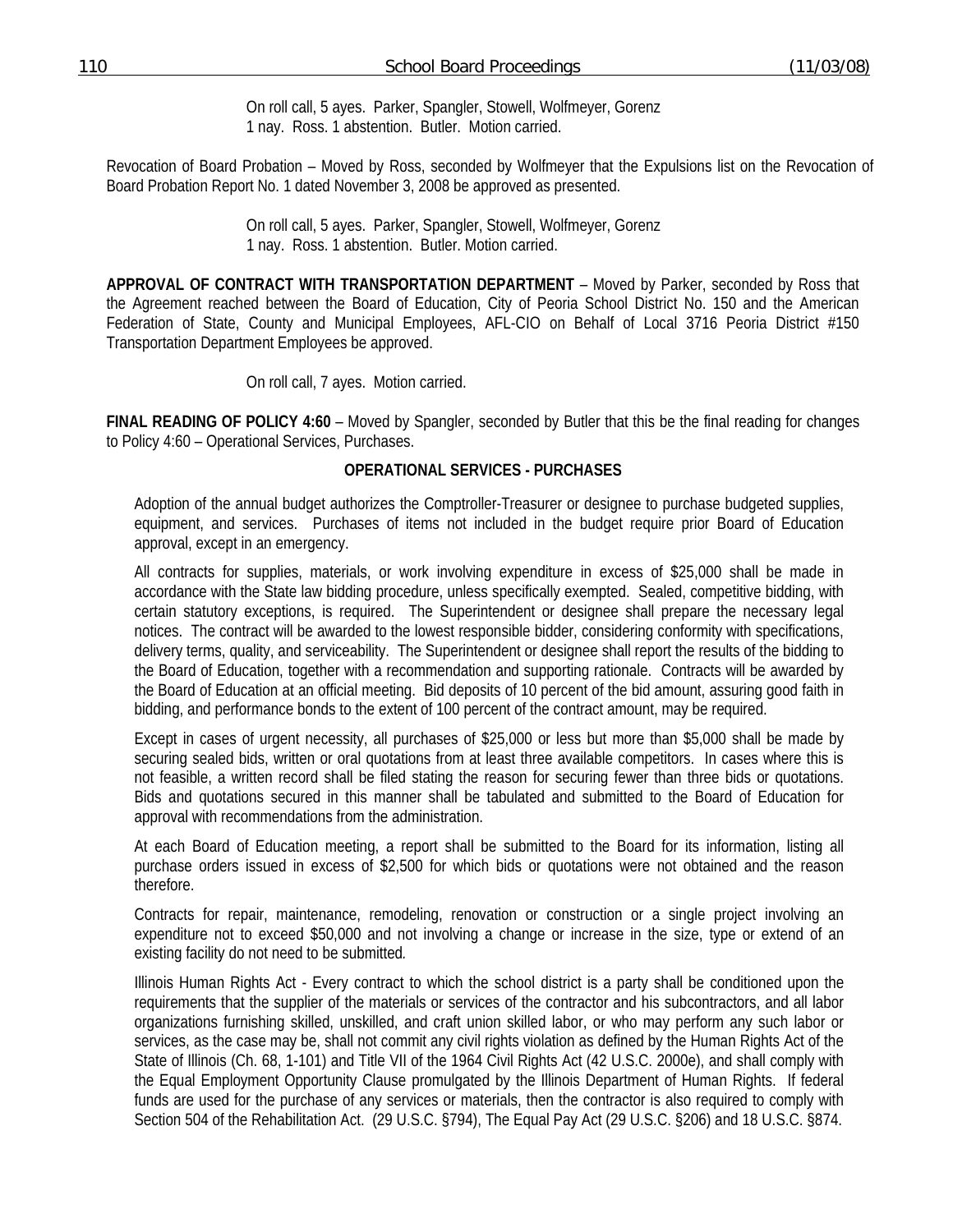On roll call, 5 ayes. Parker, Spangler, Stowell, Wolfmeyer, Gorenz
1 nay. Ross. 1 abstention. Butler. Motion carried.

Revocation of Board Probation – Moved by Ross, seconded by Wolfmeyer that the Expulsions list on the Revocation of Board Probation Report No. 1 dated November 3, 2008 be approved as presented.

On roll call, 5 ayes. Parker, Spangler, Stowell, Wolfmeyer, Gorenz
1 nay. Ross. 1 abstention. Butler. Motion carried.

**APPROVAL OF CONTRACT WITH TRANSPORTATION DEPARTMENT** – Moved by Parker, seconded by Ross that the Agreement reached between the Board of Education, City of Peoria School District No. 150 and the American Federation of State, County and Municipal Employees, AFL-CIO on Behalf of Local 3716 Peoria District #150 Transportation Department Employees be approved.

On roll call, 7 ayes. Motion carried.

**FINAL READING OF POLICY 4:60** – Moved by Spangler, seconded by Butler that this be the final reading for changes to Policy 4:60 – Operational Services, Purchases.

**OPERATIONAL SERVICES - PURCHASES**

Adoption of the annual budget authorizes the Comptroller-Treasurer or designee to purchase budgeted supplies, equipment, and services. Purchases of items not included in the budget require prior Board of Education approval, except in an emergency.

All contracts for supplies, materials, or work involving expenditure in excess of $25,000 shall be made in accordance with the State law bidding procedure, unless specifically exempted. Sealed, competitive bidding, with certain statutory exceptions, is required. The Superintendent or designee shall prepare the necessary legal notices. The contract will be awarded to the lowest responsible bidder, considering conformity with specifications, delivery terms, quality, and serviceability. The Superintendent or designee shall report the results of the bidding to the Board of Education, together with a recommendation and supporting rationale. Contracts will be awarded by the Board of Education at an official meeting. Bid deposits of 10 percent of the bid amount, assuring good faith in bidding, and performance bonds to the extent of 100 percent of the contract amount, may be required.

Except in cases of urgent necessity, all purchases of $25,000 or less but more than $5,000 shall be made by securing sealed bids, written or oral quotations from at least three available competitors. In cases where this is not feasible, a written record shall be filed stating the reason for securing fewer than three bids or quotations. Bids and quotations secured in this manner shall be tabulated and submitted to the Board of Education for approval with recommendations from the administration.

At each Board of Education meeting, a report shall be submitted to the Board for its information, listing all purchase orders issued in excess of $2,500 for which bids or quotations were not obtained and the reason therefore.

Contracts for repair, maintenance, remodeling, renovation or construction or a single project involving an expenditure not to exceed $50,000 and not involving a change or increase in the size, type or extend of an existing facility do not need to be submitted.

Illinois Human Rights Act - Every contract to which the school district is a party shall be conditioned upon the requirements that the supplier of the materials or services of the contractor and his subcontractors, and all labor organizations furnishing skilled, unskilled, and craft union skilled labor, or who may perform any such labor or services, as the case may be, shall not commit any civil rights violation as defined by the Human Rights Act of the State of Illinois (Ch. 68, 1-101) and Title VII of the 1964 Civil Rights Act (42 U.S.C. 2000e), and shall comply with the Equal Employment Opportunity Clause promulgated by the Illinois Department of Human Rights. If federal funds are used for the purchase of any services or materials, then the contractor is also required to comply with Section 504 of the Rehabilitation Act. (29 U.S.C. §794), The Equal Pay Act (29 U.S.C. §206) and 18 U.S.C. §874.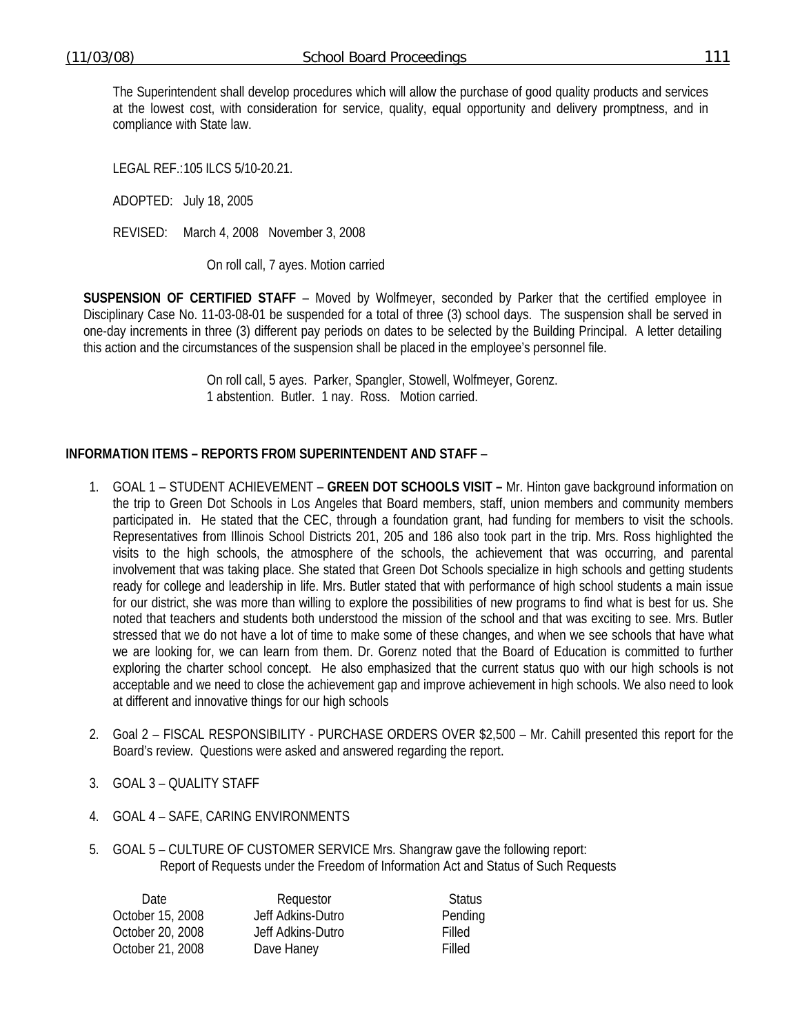The Superintendent shall develop procedures which will allow the purchase of good quality products and services at the lowest cost, with consideration for service, quality, equal opportunity and delivery promptness, and in compliance with State law.

LEGAL REF.:105 ILCS 5/10-20.21.

ADOPTED: July 18, 2005

REVISED: March 4, 2008 November 3, 2008

On roll call, 7 ayes. Motion carried

**SUSPENSION OF CERTIFIED STAFF** – Moved by Wolfmeyer, seconded by Parker that the certified employee in Disciplinary Case No. 11-03-08-01 be suspended for a total of three (3) school days. The suspension shall be served in one-day increments in three (3) different pay periods on dates to be selected by the Building Principal. A letter detailing this action and the circumstances of the suspension shall be placed in the employee's personnel file.

On roll call, 5 ayes. Parker, Spangler, Stowell, Wolfmeyer, Gorenz.
1 abstention. Butler. 1 nay. Ross. Motion carried.

**INFORMATION ITEMS – REPORTS FROM SUPERINTENDENT AND STAFF** –

1. GOAL 1 – STUDENT ACHIEVEMENT – **GREEN DOT SCHOOLS VISIT –** Mr. Hinton gave background information on the trip to Green Dot Schools in Los Angeles that Board members, staff, union members and community members participated in. He stated that the CEC, through a foundation grant, had funding for members to visit the schools. Representatives from Illinois School Districts 201, 205 and 186 also took part in the trip. Mrs. Ross highlighted the visits to the high schools, the atmosphere of the schools, the achievement that was occurring, and parental involvement that was taking place. She stated that Green Dot Schools specialize in high schools and getting students ready for college and leadership in life. Mrs. Butler stated that with performance of high school students a main issue for our district, she was more than willing to explore the possibilities of new programs to find what is best for us. She noted that teachers and students both understood the mission of the school and that was exciting to see. Mrs. Butler stressed that we do not have a lot of time to make some of these changes, and when we see schools that have what we are looking for, we can learn from them. Dr. Gorenz noted that the Board of Education is committed to further exploring the charter school concept. He also emphasized that the current status quo with our high schools is not acceptable and we need to close the achievement gap and improve achievement in high schools. We also need to look at different and innovative things for our high schools

2. Goal 2 – FISCAL RESPONSIBILITY - PURCHASE ORDERS OVER $2,500 – Mr. Cahill presented this report for the Board's review. Questions were asked and answered regarding the report.

3. GOAL 3 – QUALITY STAFF

4. GOAL 4 – SAFE, CARING ENVIRONMENTS

5. GOAL 5 – CULTURE OF CUSTOMER SERVICE Mrs. Shangraw gave the following report:
   Report of Requests under the Freedom of Information Act and Status of Such Requests

| Date | Requestor | Status |
|---|---|---|
| October 15, 2008 | Jeff Adkins-Dutro | Pending |
| October 20, 2008 | Jeff Adkins-Dutro | Filled |
| October 21, 2008 | Dave Haney | Filled |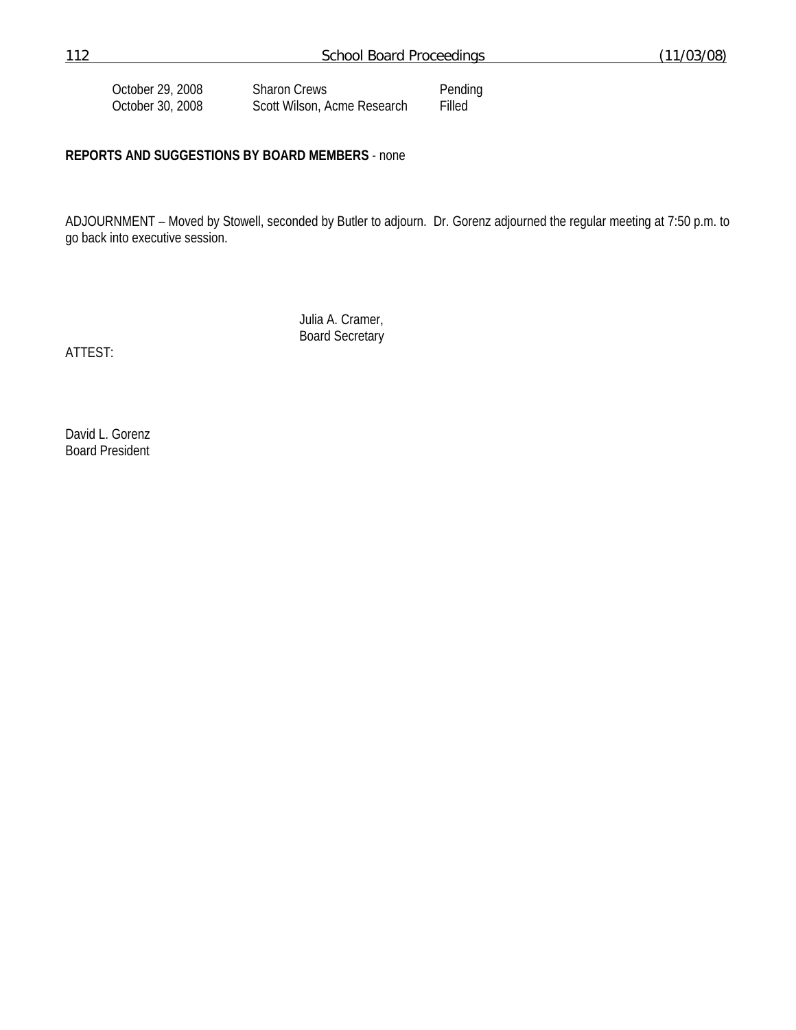| | | |
|---|---|---|
| October 29, 2008 | Sharon Crews | Pending |
| October 30, 2008 | Scott Wilson, Acme Research | Filled |

**REPORTS AND SUGGESTIONS BY BOARD MEMBERS** - none

ADJOURNMENT – Moved by Stowell, seconded by Butler to adjourn. Dr. Gorenz adjourned the regular meeting at 7:50 p.m. to go back into executive session.

Julia A. Cramer,
Board Secretary

ATTEST:

David L. Gorenz
Board President